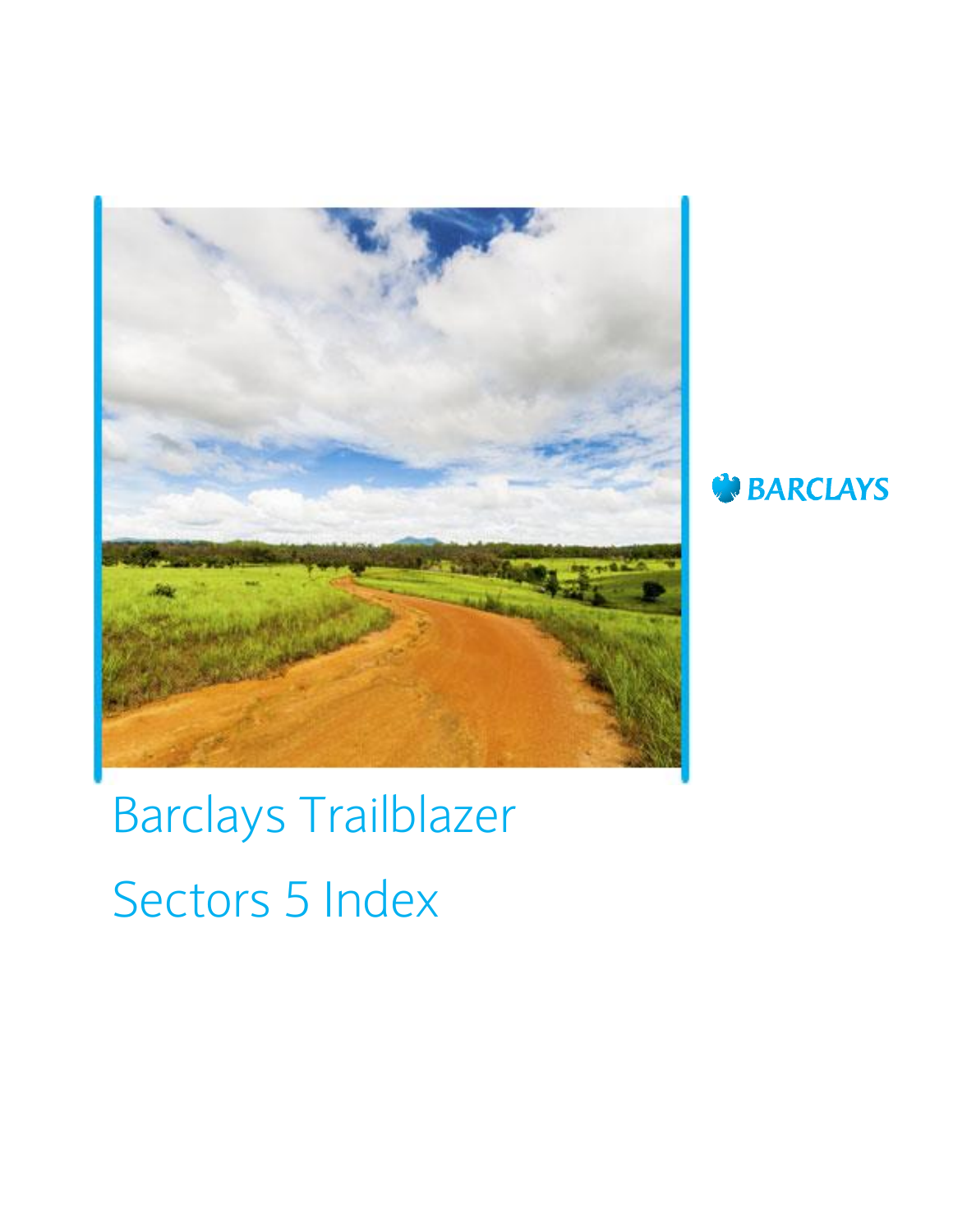BARCLAYS

# Barclays Trailblazer Sectors 5 Index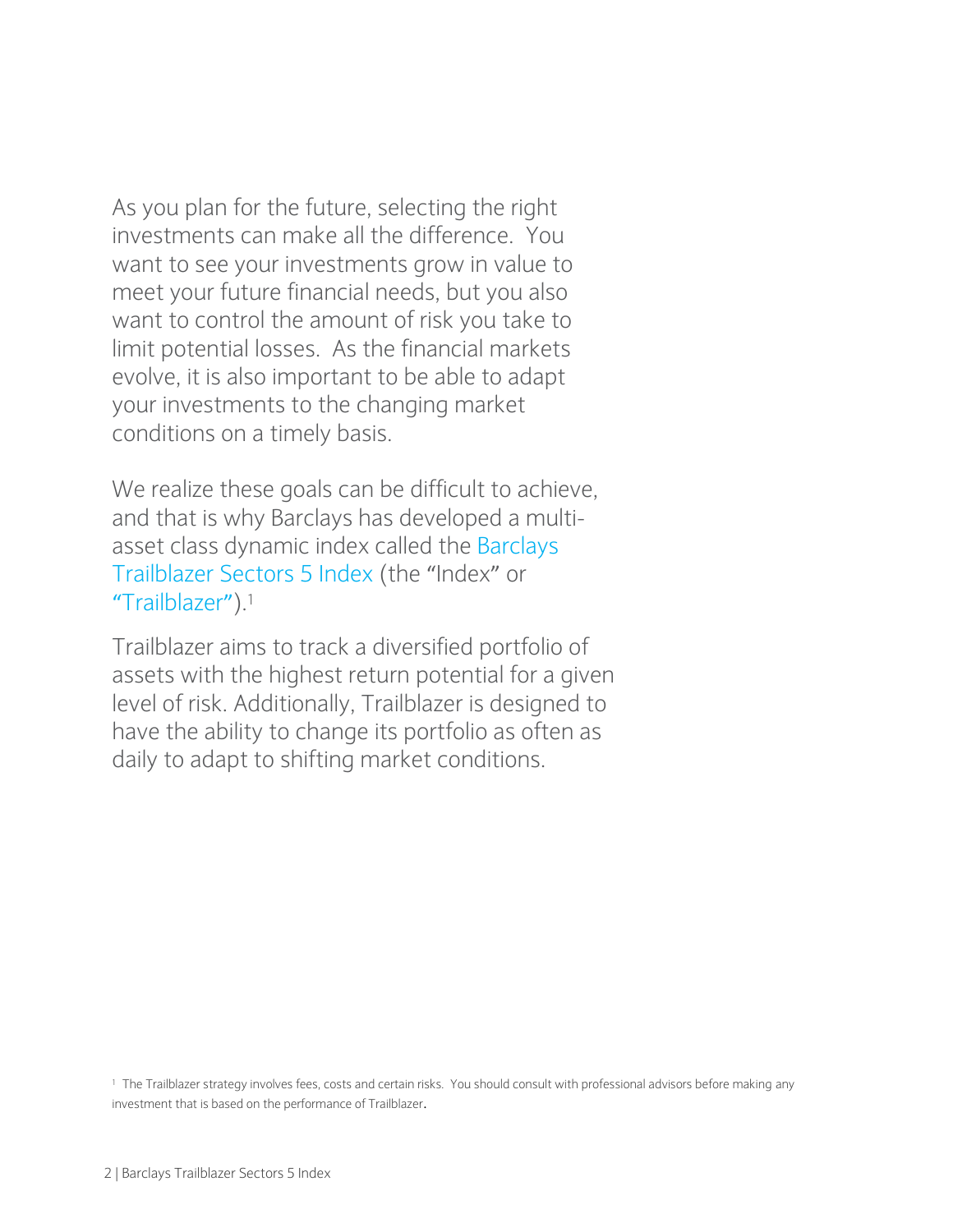As you plan for the future, selecting the right investments can make all the difference. You want to see your investments grow in value to meet your future financial needs, but you also want to control the amount of risk you take to limit potential losses. As the financial markets evolve, it is also important to be able to adapt your investments to the changing market conditions on a timely basis.

We realize these goals can be difficult to achieve, and that is why Barclays has developed a multi-asset class dynamic index called the Barclays Trailblazer Sectors 5 Index (the "Index" or "Trailblazer").[1]

Trailblazer aims to track a diversified portfolio of assets with the highest return potential for a given level of risk. Additionally, Trailblazer is designed to have the ability to change its portfolio as often as daily to adapt to shifting market conditions.

[1] The Trailblazer strategy involves fees, costs and certain risks. You should consult with professional advisors before making any investment that is based on the performance of Trailblazer.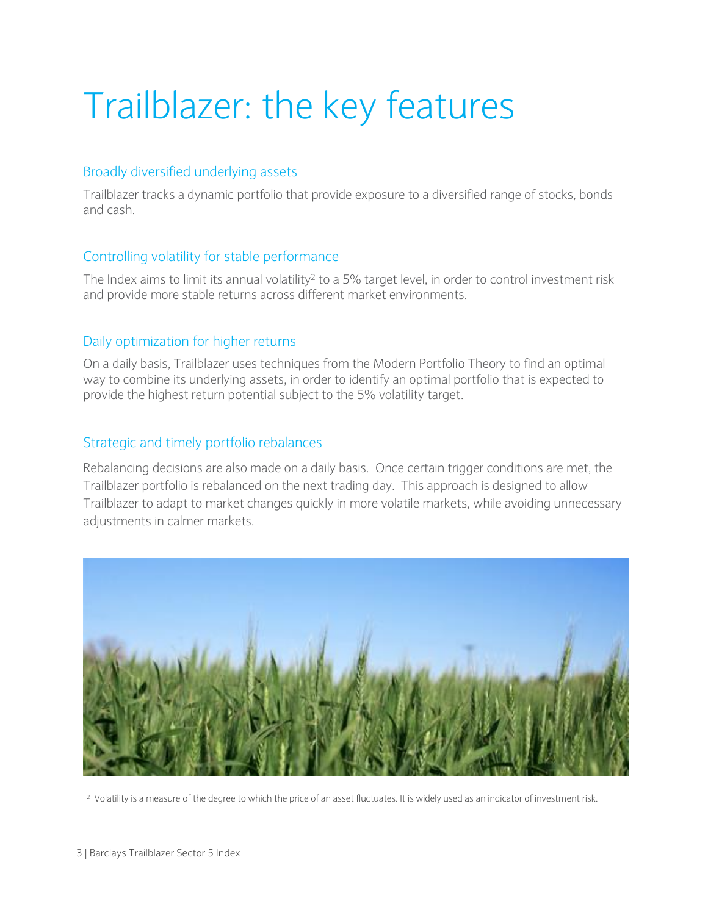# Trailblazer: the key features

## Broadly diversified underlying assets

Trailblazer tracks a dynamic portfolio that provide exposure to a diversified range of stocks, bonds and cash.

## Controlling volatility for stable performance

The Index aims to limit its annual volatility[2] to a 5% target level, in order to control investment risk and provide more stable returns across different market environments.

## Daily optimization for higher returns

On a daily basis, Trailblazer uses techniques from the Modern Portfolio Theory to find an optimal way to combine its underlying assets, in order to identify an optimal portfolio that is expected to provide the highest return potential subject to the 5% volatility target.

## Strategic and timely portfolio rebalances

Rebalancing decisions are also made on a daily basis. Once certain trigger conditions are met, the Trailblazer portfolio is rebalanced on the next trading day. This approach is designed to allow Trailblazer to adapt to market changes quickly in more volatile markets, while avoiding unnecessary adjustments in calmer markets.

[2] Volatility is a measure of the degree to which the price of an asset fluctuates. It is widely used as an indicator of investment risk.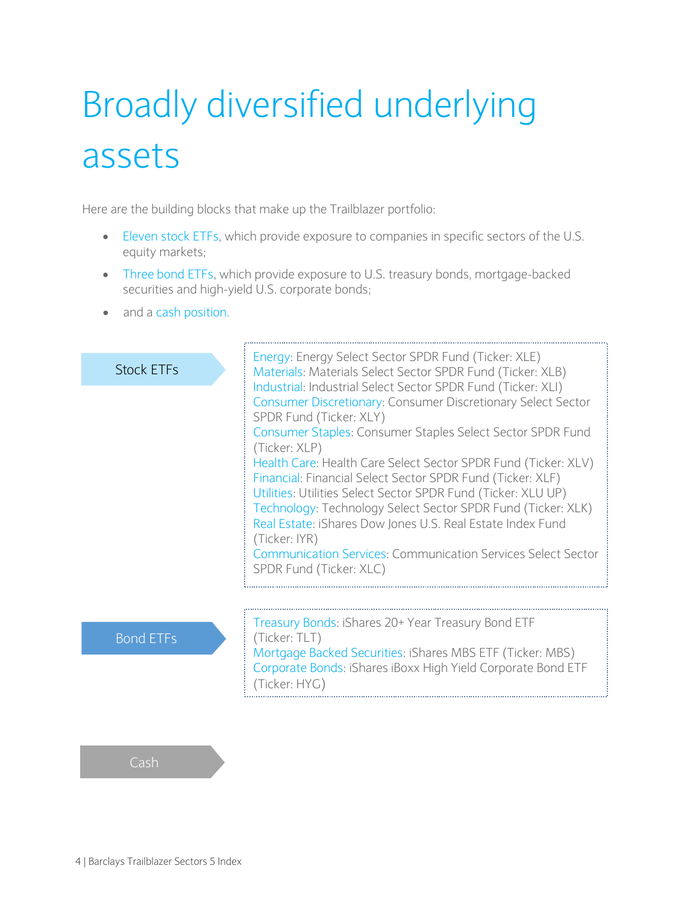# Broadly diversified underlying assets

Here are the building blocks that make up the Trailblazer portfolio:

- Eleven stock ETFs, which provide exposure to companies in specific sectors of the U.S. equity markets;
- Three bond ETFs, which provide exposure to U.S. treasury bonds, mortgage-backed securities and high-yield U.S. corporate bonds;
- and a cash position.

**Stock ETFs**

Energy: Energy Select Sector SPDR Fund (Ticker: XLE)
Materials: Materials Select Sector SPDR Fund (Ticker: XLB)
Industrial: Industrial Select Sector SPDR Fund (Ticker: XLI)
Consumer Discretionary: Consumer Discretionary Select Sector SPDR Fund (Ticker: XLY)
Consumer Staples: Consumer Staples Select Sector SPDR Fund (Ticker: XLP)
Health Care: Health Care Select Sector SPDR Fund (Ticker: XLV)
Financial: Financial Select Sector SPDR Fund (Ticker: XLF)
Utilities: Utilities Select Sector SPDR Fund (Ticker: XLU UP)
Technology: Technology Select Sector SPDR Fund (Ticker: XLK)
Real Estate: iShares Dow Jones U.S. Real Estate Index Fund (Ticker: IYR)
Communication Services: Communication Services Select Sector SPDR Fund (Ticker: XLC)

**Bond ETFs**

Treasury Bonds: iShares 20+ Year Treasury Bond ETF (Ticker: TLT)
Mortgage Backed Securities: iShares MBS ETF (Ticker: MBS)
Corporate Bonds: iShares iBoxx High Yield Corporate Bond ETF (Ticker: HYG)

**Cash**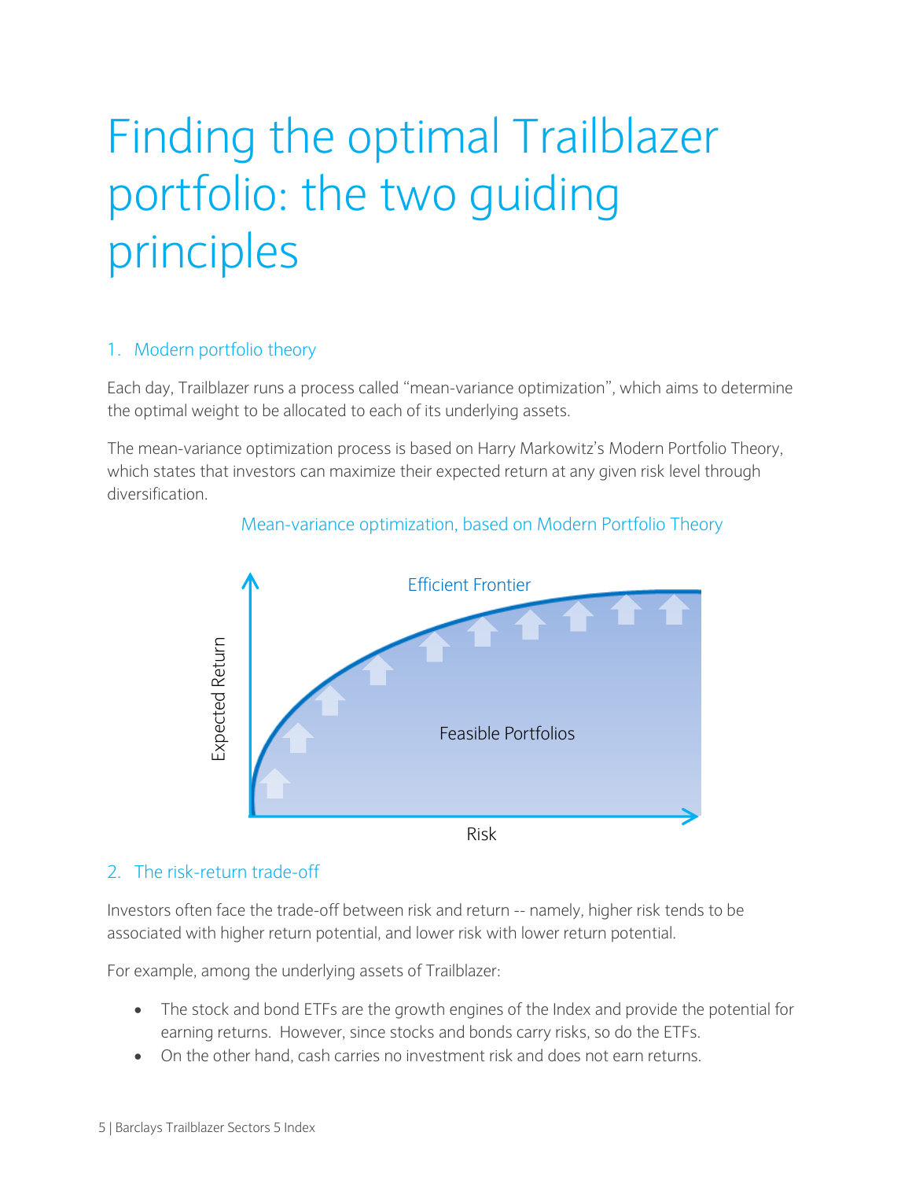# Finding the optimal Trailblazer portfolio: the two guiding principles

## 1. Modern portfolio theory

Each day, Trailblazer runs a process called “mean-variance optimization”, which aims to determine the optimal weight to be allocated to each of its underlying assets.

The mean-variance optimization process is based on Harry Markowitz’s Modern Portfolio Theory, which states that investors can maximize their expected return at any given risk level through diversification.

Mean-variance optimization, based on Modern Portfolio Theory

## 2. The risk-return trade-off

Investors often face the trade-off between risk and return -- namely, higher risk tends to be associated with higher return potential, and lower risk with lower return potential.

For example, among the underlying assets of Trailblazer:

- The stock and bond ETFs are the growth engines of the Index and provide the potential for earning returns. However, since stocks and bonds carry risks, so do the ETFs.
- On the other hand, cash carries no investment risk and does not earn returns.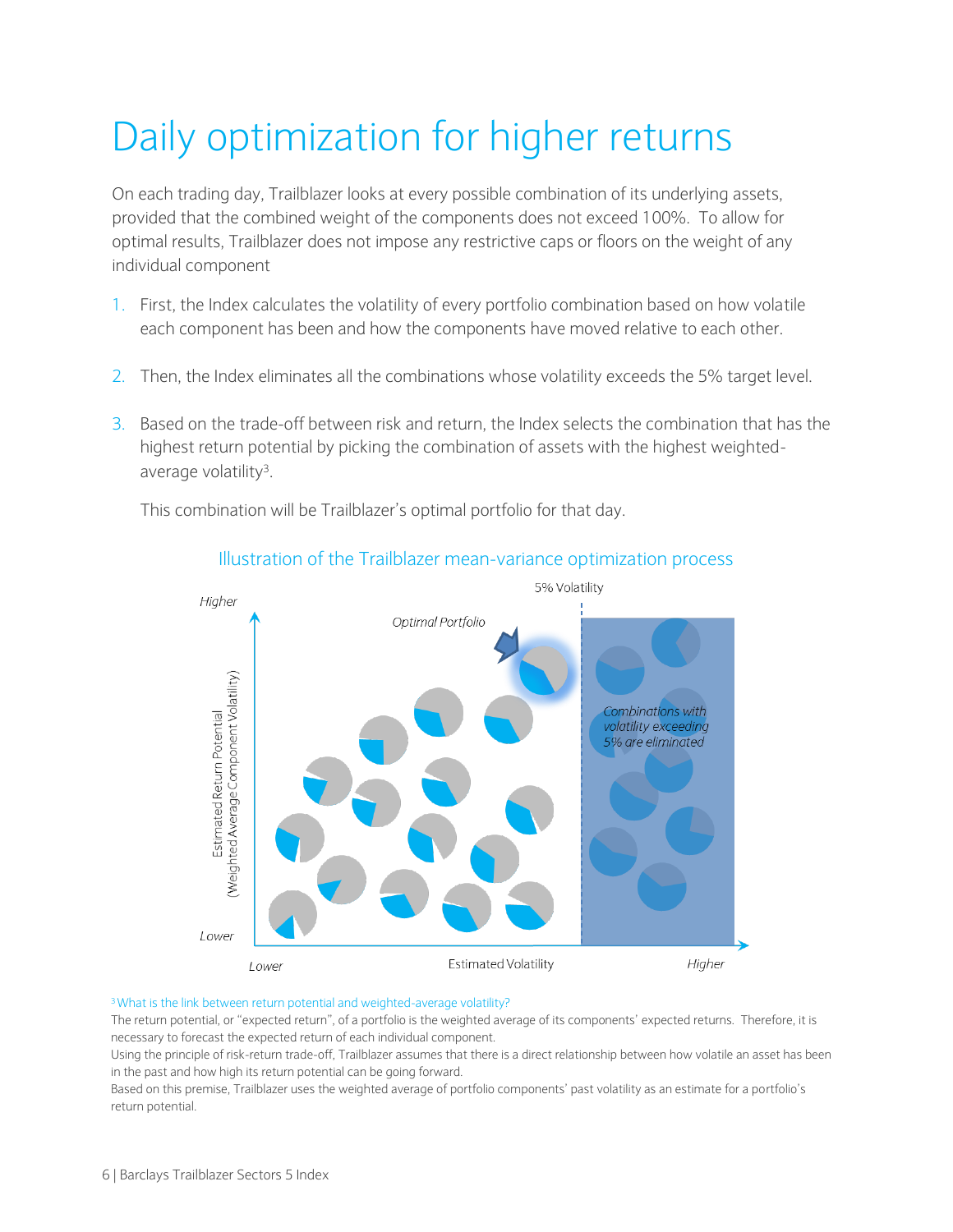# Daily optimization for higher returns

On each trading day, Trailblazer looks at every possible combination of its underlying assets, provided that the combined weight of the components does not exceed 100%. To allow for optimal results, Trailblazer does not impose any restrictive caps or floors on the weight of any individual component

1. First, the Index calculates the volatility of every portfolio combination based on how volatile each component has been and how the components have moved relative to each other.

2. Then, the Index eliminates all the combinations whose volatility exceeds the 5% target level.

3. Based on the trade-off between risk and return, the Index selects the combination that has the highest return potential by picking the combination of assets with the highest weighted-average volatility[3].

   This combination will be Trailblazer's optimal portfolio for that day.

Illustration of the Trailblazer mean-variance optimization process

5% Volatility

Optimal Portfolio

Combinations with volatility exceeding 5% are eliminated

Estimated Return Potential (Weighted Average Component Volatility)

Higher

Lower

Estimated Volatility

Lower

Higher

[3] What is the link between return potential and weighted-average volatility?
The return potential, or "expected return", of a portfolio is the weighted average of its components' expected returns. Therefore, it is necessary to forecast the expected return of each individual component.
Using the principle of risk-return trade-off, Trailblazer assumes that there is a direct relationship between how volatile an asset has been in the past and how high its return potential can be going forward.
Based on this premise, Trailblazer uses the weighted average of portfolio components' past volatility as an estimate for a portfolio's return potential.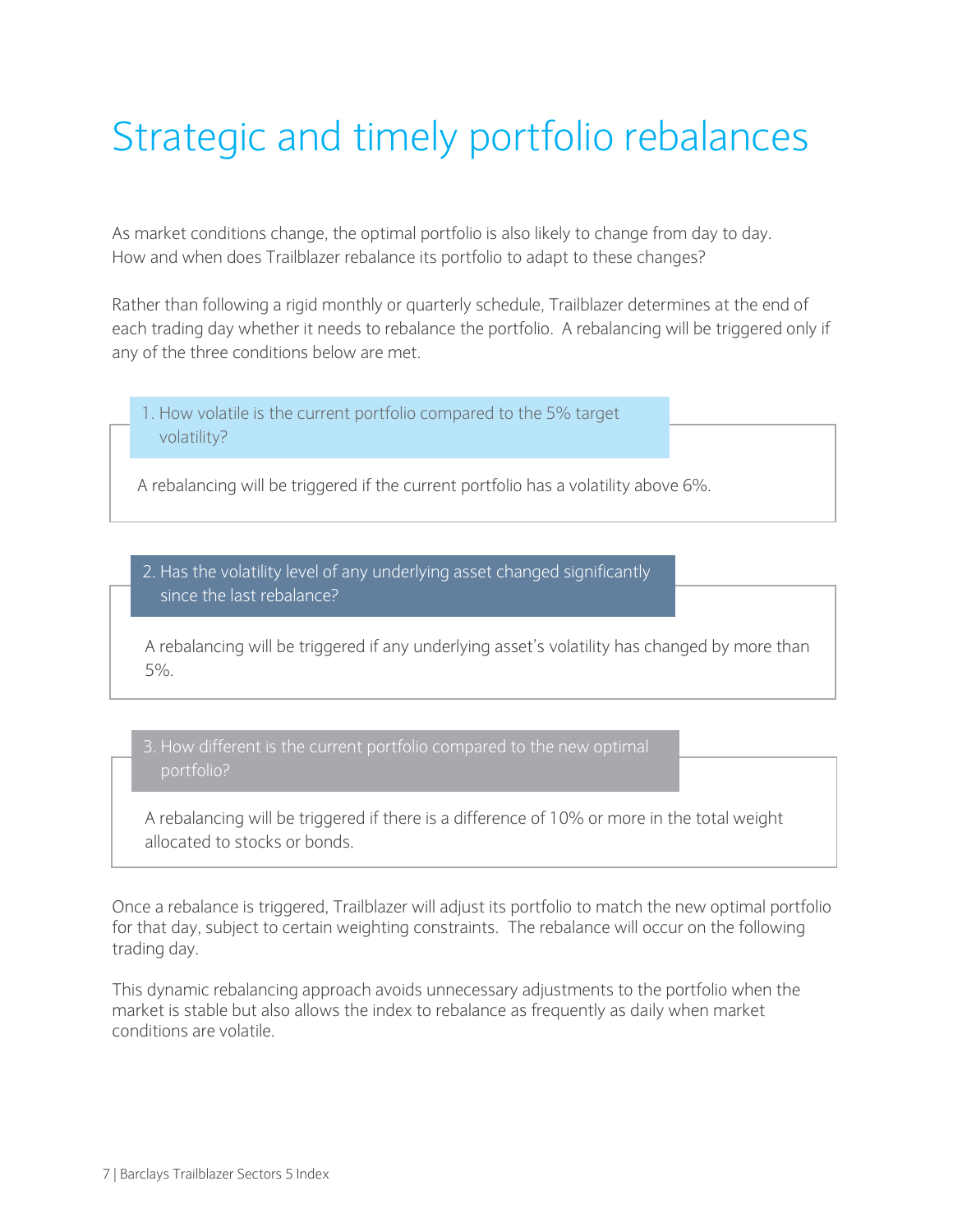# Strategic and timely portfolio rebalances

As market conditions change, the optimal portfolio is also likely to change from day to day. How and when does Trailblazer rebalance its portfolio to adapt to these changes?

Rather than following a rigid monthly or quarterly schedule, Trailblazer determines at the end of each trading day whether it needs to rebalance the portfolio. A rebalancing will be triggered only if any of the three conditions below are met.

### 1. How volatile is the current portfolio compared to the 5% target volatility?

A rebalancing will be triggered if the current portfolio has a volatility above 6%.

### 2. Has the volatility level of any underlying asset changed significantly since the last rebalance?

A rebalancing will be triggered if any underlying asset's volatility has changed by more than 5%.

### 3. How different is the current portfolio compared to the new optimal portfolio?

A rebalancing will be triggered if there is a difference of 10% or more in the total weight allocated to stocks or bonds.

Once a rebalance is triggered, Trailblazer will adjust its portfolio to match the new optimal portfolio for that day, subject to certain weighting constraints. The rebalance will occur on the following trading day.

This dynamic rebalancing approach avoids unnecessary adjustments to the portfolio when the market is stable but also allows the index to rebalance as frequently as daily when market conditions are volatile.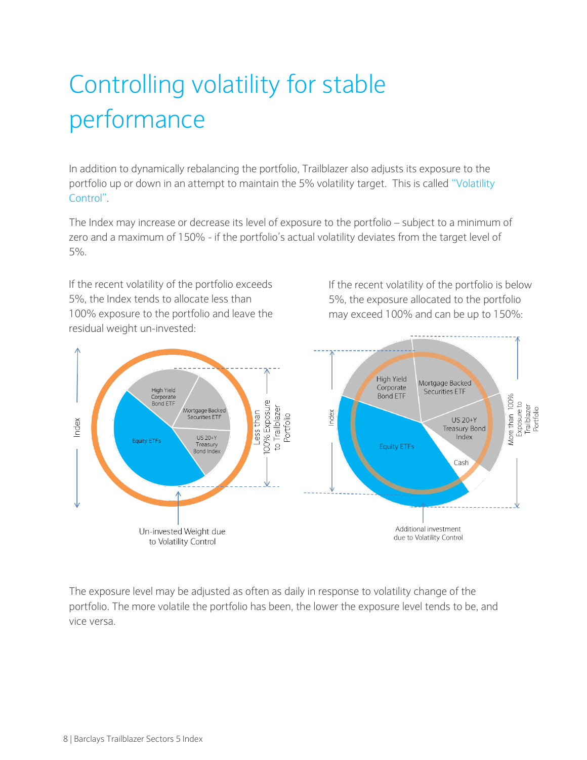# Controlling volatility for stable performance

In addition to dynamically rebalancing the portfolio, Trailblazer also adjusts its exposure to the portfolio up or down in an attempt to maintain the 5% volatility target. This is called "Volatility Control".

The Index may increase or decrease its level of exposure to the portfolio – subject to a minimum of zero and a maximum of 150% - if the portfolio's actual volatility deviates from the target level of 5%.

If the recent volatility of the portfolio exceeds 5%, the Index tends to allocate less than 100% exposure to the portfolio and leave the residual weight un-invested:

If the recent volatility of the portfolio is below 5%, the exposure allocated to the portfolio may exceed 100% and can be up to 150%:

Index | High Yield Corporate Bond ETF | Mortgage Backed Securities ETF | US 20+Y Treasury Bond Index | Equity ETFs | Less than 100% Exposure to Trailblazer Portfolio

Un-invested Weight due to Volatility Control

Index | High Yield Corporate Bond ETF | Mortgage Backed Securities ETF | US 20+Y Treasury Bond Index | Equity ETFs | Cash | More than 100% Exposure to Trailblazer Portfolio

Additional investment due to Volatility Control

The exposure level may be adjusted as often as daily in response to volatility change of the portfolio. The more volatile the portfolio has been, the lower the exposure level tends to be, and vice versa.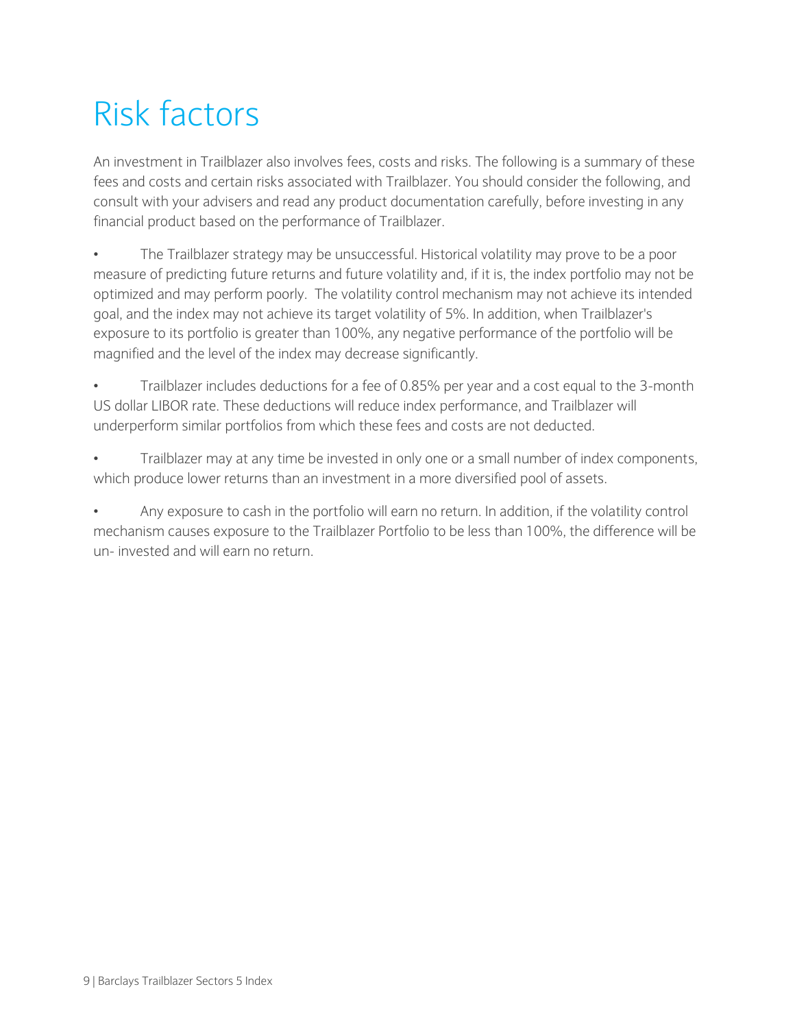# Risk factors

An investment in Trailblazer also involves fees, costs and risks. The following is a summary of these fees and costs and certain risks associated with Trailblazer. You should consider the following, and consult with your advisers and read any product documentation carefully, before investing in any financial product based on the performance of Trailblazer.

- The Trailblazer strategy may be unsuccessful. Historical volatility may prove to be a poor measure of predicting future returns and future volatility and, if it is, the index portfolio may not be optimized and may perform poorly. The volatility control mechanism may not achieve its intended goal, and the index may not achieve its target volatility of 5%. In addition, when Trailblazer's exposure to its portfolio is greater than 100%, any negative performance of the portfolio will be magnified and the level of the index may decrease significantly.

- Trailblazer includes deductions for a fee of 0.85% per year and a cost equal to the 3-month US dollar LIBOR rate. These deductions will reduce index performance, and Trailblazer will underperform similar portfolios from which these fees and costs are not deducted.

- Trailblazer may at any time be invested in only one or a small number of index components, which produce lower returns than an investment in a more diversified pool of assets.

- Any exposure to cash in the portfolio will earn no return. In addition, if the volatility control mechanism causes exposure to the Trailblazer Portfolio to be less than 100%, the difference will be un- invested and will earn no return.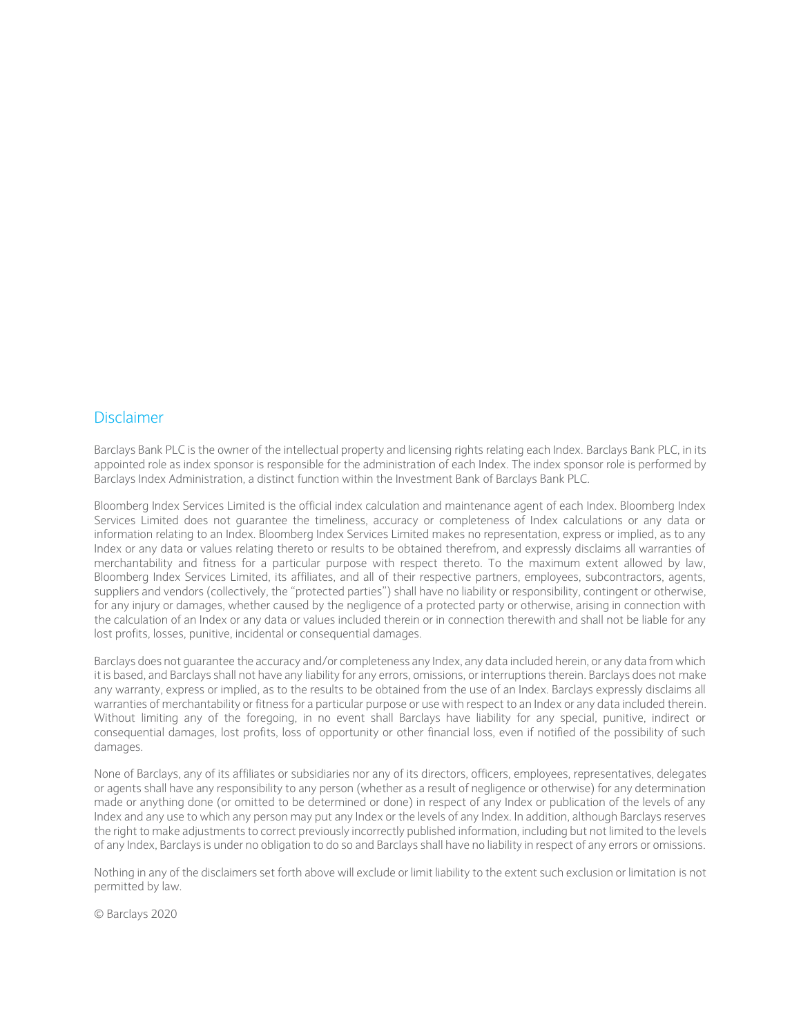## Disclaimer

Barclays Bank PLC is the owner of the intellectual property and licensing rights relating each Index. Barclays Bank PLC, in its appointed role as index sponsor is responsible for the administration of each Index. The index sponsor role is performed by Barclays Index Administration, a distinct function within the Investment Bank of Barclays Bank PLC.

Bloomberg Index Services Limited is the official index calculation and maintenance agent of each Index. Bloomberg Index Services Limited does not guarantee the timeliness, accuracy or completeness of Index calculations or any data or information relating to an Index. Bloomberg Index Services Limited makes no representation, express or implied, as to any Index or any data or values relating thereto or results to be obtained therefrom, and expressly disclaims all warranties of merchantability and fitness for a particular purpose with respect thereto. To the maximum extent allowed by law, Bloomberg Index Services Limited, its affiliates, and all of their respective partners, employees, subcontractors, agents, suppliers and vendors (collectively, the "protected parties") shall have no liability or responsibility, contingent or otherwise, for any injury or damages, whether caused by the negligence of a protected party or otherwise, arising in connection with the calculation of an Index or any data or values included therein or in connection therewith and shall not be liable for any lost profits, losses, punitive, incidental or consequential damages.

Barclays does not guarantee the accuracy and/or completeness any Index, any data included herein, or any data from which it is based, and Barclays shall not have any liability for any errors, omissions, or interruptions therein. Barclays does not make any warranty, express or implied, as to the results to be obtained from the use of an Index. Barclays expressly disclaims all warranties of merchantability or fitness for a particular purpose or use with respect to an Index or any data included therein. Without limiting any of the foregoing, in no event shall Barclays have liability for any special, punitive, indirect or consequential damages, lost profits, loss of opportunity or other financial loss, even if notified of the possibility of such damages.

None of Barclays, any of its affiliates or subsidiaries nor any of its directors, officers, employees, representatives, delegates or agents shall have any responsibility to any person (whether as a result of negligence or otherwise) for any determination made or anything done (or omitted to be determined or done) in respect of any Index or publication of the levels of any Index and any use to which any person may put any Index or the levels of any Index. In addition, although Barclays reserves the right to make adjustments to correct previously incorrectly published information, including but not limited to the levels of any Index, Barclays is under no obligation to do so and Barclays shall have no liability in respect of any errors or omissions.

Nothing in any of the disclaimers set forth above will exclude or limit liability to the extent such exclusion or limitation is not permitted by law.

© Barclays 2020